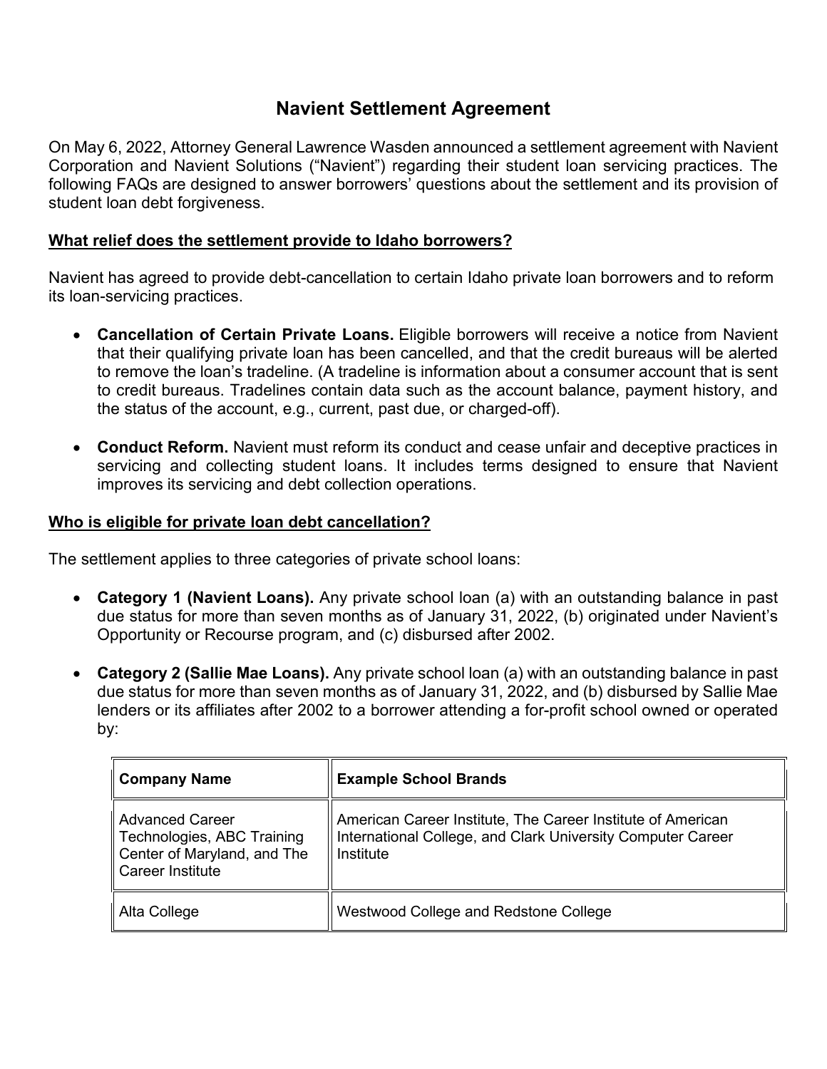# Navient Settlement Agreement

On May 6, 2022, Attorney General Lawrence Wasden announced a settlement agreement with Navient Corporation and Navient Solutions ("Navient") regarding their student loan servicing practices. The following FAQs are designed to answer borrowers' questions about the settlement and its provision of student loan debt forgiveness.

## What relief does the settlement provide to Idaho borrowers?

Navient has agreed to provide debt-cancellation to certain Idaho private loan borrowers and to reform its loan-servicing practices.

- **Cancellation of Certain Private Loans.** Eligible borrowers will receive a notice from Navient that their qualifying private loan has been cancelled, and that the credit bureaus will be alerted to remove the loan's tradeline. (A tradeline is information about a consumer account that is sent to credit bureaus. Tradelines contain data such as the account balance, payment history, and the status of the account, e.g., current, past due, or charged-off).

- **Conduct Reform.** Navient must reform its conduct and cease unfair and deceptive practices in servicing and collecting student loans. It includes terms designed to ensure that Navient improves its servicing and debt collection operations.

## Who is eligible for private loan debt cancellation?

The settlement applies to three categories of private school loans:

- **Category 1 (Navient Loans).** Any private school loan (a) with an outstanding balance in past due status for more than seven months as of January 31, 2022, (b) originated under Navient's Opportunity or Recourse program, and (c) disbursed after 2002.

- **Category 2 (Sallie Mae Loans).** Any private school loan (a) with an outstanding balance in past due status for more than seven months as of January 31, 2022, and (b) disbursed by Sallie Mae lenders or its affiliates after 2002 to a borrower attending a for-profit school owned or operated by:

| Company Name | Example School Brands |
| --- | --- |
| Advanced Career Technologies, ABC Training Center of Maryland, and The Career Institute | American Career Institute, The Career Institute of American International College, and Clark University Computer Career Institute |
| Alta College | Westwood College and Redstone College |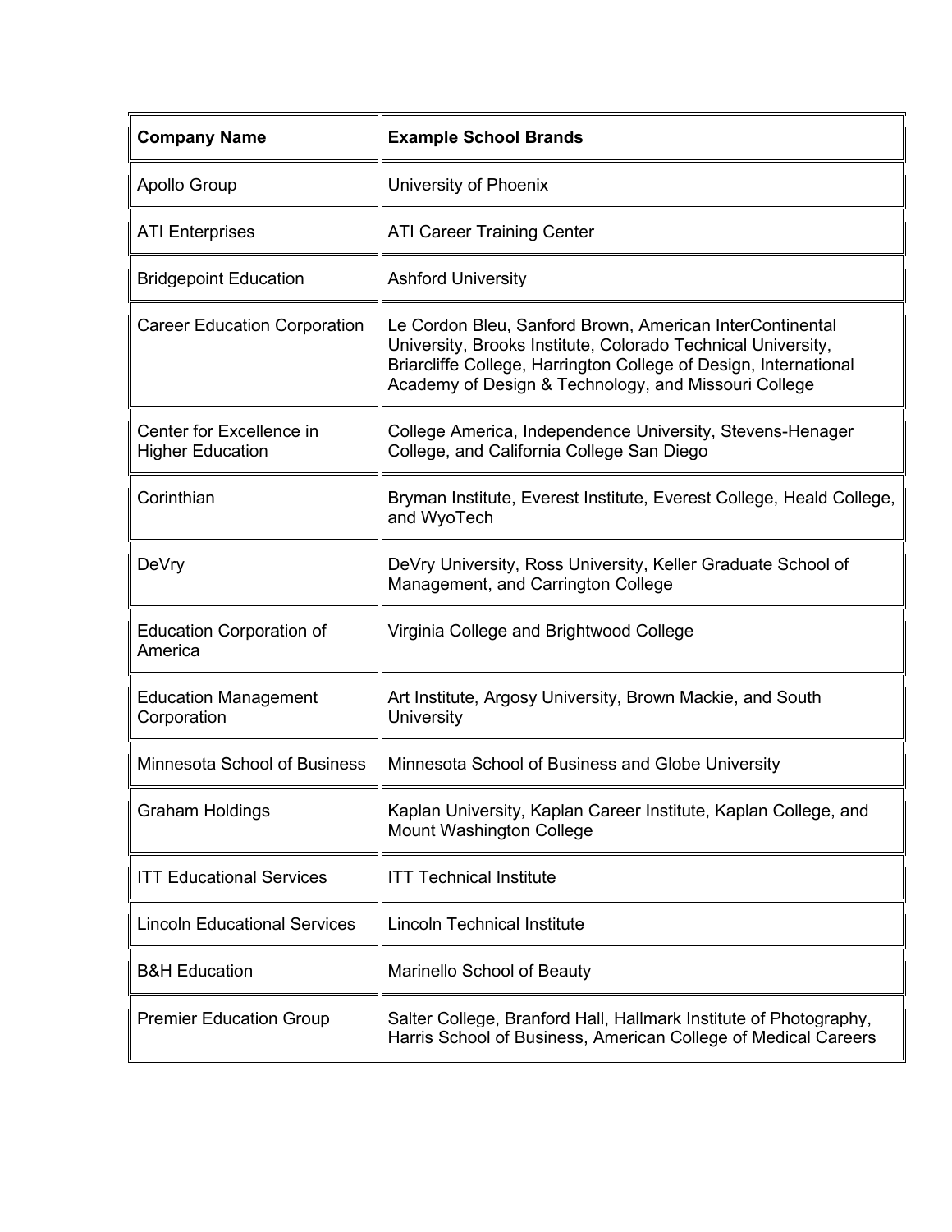| Company Name | Example School Brands |
| --- | --- |
| Apollo Group | University of Phoenix |
| ATI Enterprises | ATI Career Training Center |
| Bridgepoint Education | Ashford University |
| Career Education Corporation | Le Cordon Bleu, Sanford Brown, American InterContinental University, Brooks Institute, Colorado Technical University, Briarcliffe College, Harrington College of Design, International Academy of Design & Technology, and Missouri College |
| Center for Excellence in Higher Education | College America, Independence University, Stevens-Henager College, and California College San Diego |
| Corinthian | Bryman Institute, Everest Institute, Everest College, Heald College, and WyoTech |
| DeVry | DeVry University, Ross University, Keller Graduate School of Management, and Carrington College |
| Education Corporation of America | Virginia College and Brightwood College |
| Education Management Corporation | Art Institute, Argosy University, Brown Mackie, and South University |
| Minnesota School of Business | Minnesota School of Business and Globe University |
| Graham Holdings | Kaplan University, Kaplan Career Institute, Kaplan College, and Mount Washington College |
| ITT Educational Services | ITT Technical Institute |
| Lincoln Educational Services | Lincoln Technical Institute |
| B&H Education | Marinello School of Beauty |
| Premier Education Group | Salter College, Branford Hall, Hallmark Institute of Photography, Harris School of Business, American College of Medical Careers |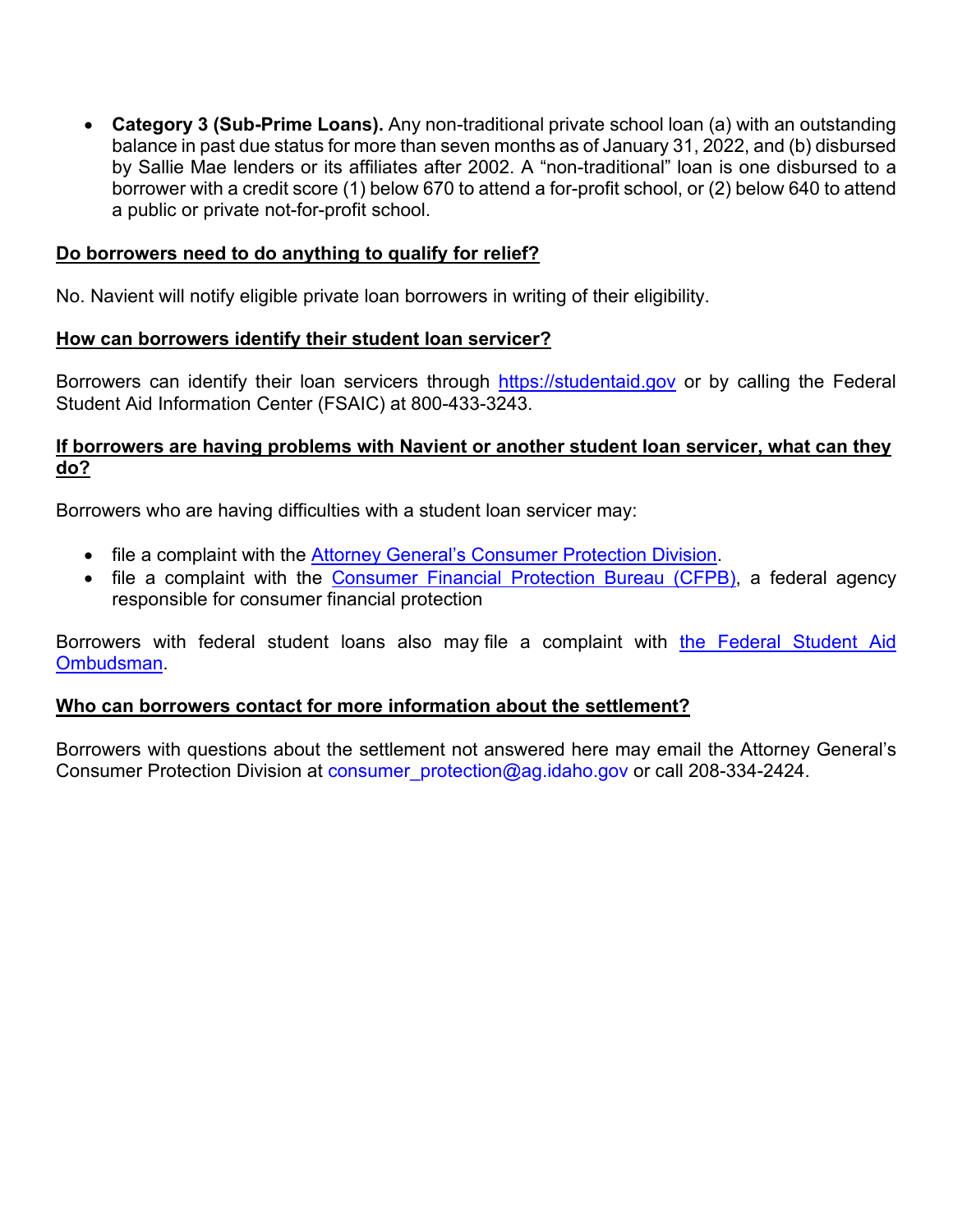- **Category 3 (Sub-Prime Loans).** Any non-traditional private school loan (a) with an outstanding balance in past due status for more than seven months as of January 31, 2022, and (b) disbursed by Sallie Mae lenders or its affiliates after 2002. A "non-traditional" loan is one disbursed to a borrower with a credit score (1) below 670 to attend a for-profit school, or (2) below 640 to attend a public or private not-for-profit school.

**Do borrowers need to do anything to qualify for relief?**

No. Navient will notify eligible private loan borrowers in writing of their eligibility.

**How can borrowers identify their student loan servicer?**

Borrowers can identify their loan servicers through [https://studentaid.gov](https://studentaid.gov) or by calling the Federal Student Aid Information Center (FSAIC) at 800-433-3243.

**If borrowers are having problems with Navient or another student loan servicer, what can they do?**

Borrowers who are having difficulties with a student loan servicer may:

- file a complaint with the Attorney General's Consumer Protection Division.
- file a complaint with the Consumer Financial Protection Bureau (CFPB), a federal agency responsible for consumer financial protection

Borrowers with federal student loans also may file a complaint with the Federal Student Aid Ombudsman.

**Who can borrowers contact for more information about the settlement?**

Borrowers with questions about the settlement not answered here may email the Attorney General's Consumer Protection Division at consumer_protection@ag.idaho.gov or call 208-334-2424.